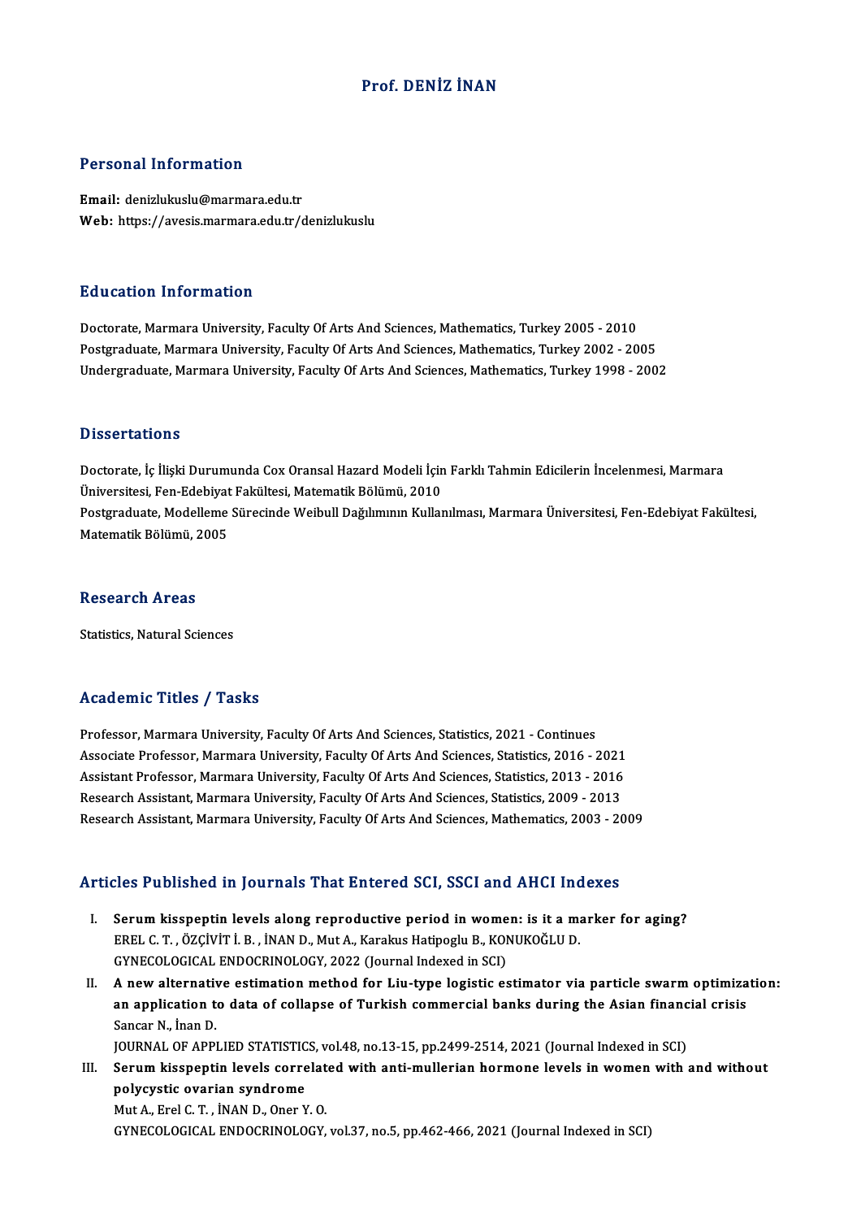# Prof. DENİZ İNAN

## Personal Information

**Email:** denizlukuslu@marmara.edu.tr
**Web:** https://avesis.marmara.edu.tr/denizlukuslu

## Education Information

Doctorate, Marmara University, Faculty Of Arts And Sciences, Mathematics, Turkey 2005 - 2010
Postgraduate, Marmara University, Faculty Of Arts And Sciences, Mathematics, Turkey 2002 - 2005
Undergraduate, Marmara University, Faculty Of Arts And Sciences, Mathematics, Turkey 1998 - 2002

## Dissertations

Doctorate, İç İlişki Durumunda Cox Oransal Hazard Modeli İçin Farklı Tahmin Edicilerin İncelenmesi, Marmara Üniversitesi, Fen-Edebiyat Fakültesi, Matematik Bölümü, 2010
Postgraduate, Modelleme Sürecinde Weibull Dağılımının Kullanılması, Marmara Üniversitesi, Fen-Edebiyat Fakültesi, Matematik Bölümü, 2005

## Research Areas

Statistics, Natural Sciences

## Academic Titles / Tasks

Professor, Marmara University, Faculty Of Arts And Sciences, Statistics, 2021 - Continues
Associate Professor, Marmara University, Faculty Of Arts And Sciences, Statistics, 2016 - 2021
Assistant Professor, Marmara University, Faculty Of Arts And Sciences, Statistics, 2013 - 2016
Research Assistant, Marmara University, Faculty Of Arts And Sciences, Statistics, 2009 - 2013
Research Assistant, Marmara University, Faculty Of Arts And Sciences, Mathematics, 2003 - 2009

## Articles Published in Journals That Entered SCI, SSCI and AHCI Indexes

I. **Serum kisspeptin levels along reproductive period in women: is it a marker for aging?**
   EREL C. T. , ÖZÇİVİT İ. B. , İNAN D., Mut A., Karakus Hatipoglu B., KONUKOĞLU D.
   GYNECOLOGICAL ENDOCRINOLOGY, 2022 (Journal Indexed in SCI)
II. **A new alternative estimation method for Liu-type logistic estimator via particle swarm optimization: an application to data of collapse of Turkish commercial banks during the Asian financial crisis**
   Sancar N., İnan D.
   JOURNAL OF APPLIED STATISTICS, vol.48, no.13-15, pp.2499-2514, 2021 (Journal Indexed in SCI)
III. **Serum kisspeptin levels correlated with anti-mullerian hormone levels in women with and without polycystic ovarian syndrome**
   Mut A., Erel C. T. , İNAN D., Oner Y. O.
   GYNECOLOGICAL ENDOCRINOLOGY, vol.37, no.5, pp.462-466, 2021 (Journal Indexed in SCI)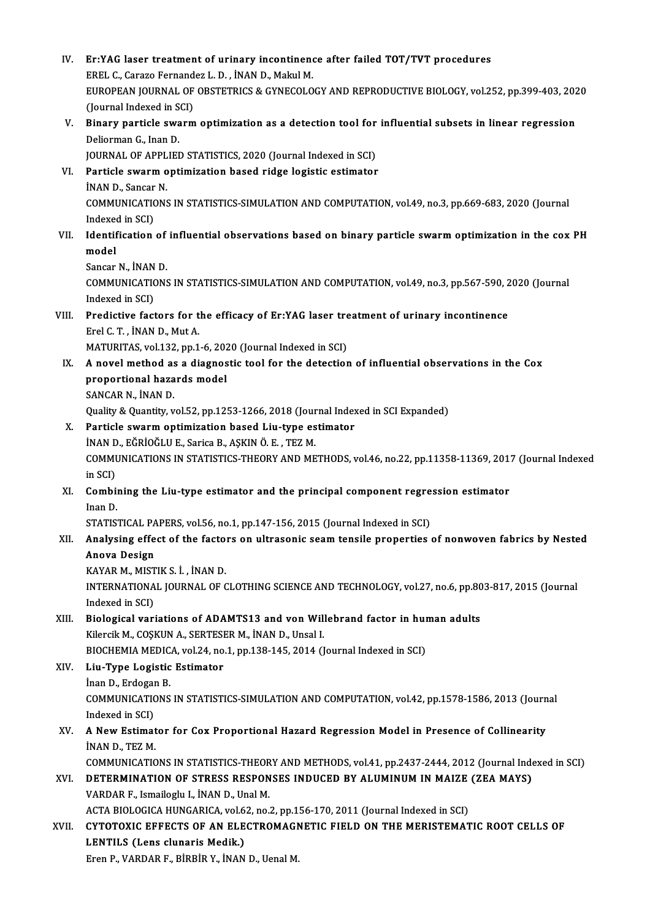IV. **Er:YAG laser treatment of urinary incontinence after failed TOT/TVT procedures**
EREL C., Carazo Fernandez L. D. , İNAN D., Makul M.
EUROPEAN JOURNAL OF OBSTETRICS & GYNECOLOGY AND REPRODUCTIVE BIOLOGY, vol.252, pp.399-403, 2020 (Journal Indexed in SCI)

V. **Binary particle swarm optimization as a detection tool for influential subsets in linear regression**
Deliorman G., Inan D.
JOURNAL OF APPLIED STATISTICS, 2020 (Journal Indexed in SCI)

VI. **Particle swarm optimization based ridge logistic estimator**
İNAN D., Sancar N.
COMMUNICATIONS IN STATISTICS-SIMULATION AND COMPUTATION, vol.49, no.3, pp.669-683, 2020 (Journal Indexed in SCI)

VII. **Identification of influential observations based on binary particle swarm optimization in the cox PH model**
Sancar N., İNAN D.
COMMUNICATIONS IN STATISTICS-SIMULATION AND COMPUTATION, vol.49, no.3, pp.567-590, 2020 (Journal Indexed in SCI)

VIII. **Predictive factors for the efficacy of Er:YAG laser treatment of urinary incontinence**
Erel C. T. , İNAN D., Mut A.
MATURITAS, vol.132, pp.1-6, 2020 (Journal Indexed in SCI)

IX. **A novel method as a diagnostic tool for the detection of influential observations in the Cox proportional hazards model**
SANCAR N., İNAN D.
Quality & Quantity, vol.52, pp.1253-1266, 2018 (Journal Indexed in SCI Expanded)

X. **Particle swarm optimization based Liu-type estimator**
İNAN D., EĞRİOĞLU E., Sarica B., AŞKIN Ö. E. , TEZ M.
COMMUNICATIONS IN STATISTICS-THEORY AND METHODS, vol.46, no.22, pp.11358-11369, 2017 (Journal Indexed in SCI)

XI. **Combining the Liu-type estimator and the principal component regression estimator**
Inan D.
STATISTICAL PAPERS, vol.56, no.1, pp.147-156, 2015 (Journal Indexed in SCI)

XII. **Analysing effect of the factors on ultrasonic seam tensile properties of nonwoven fabrics by Nested Anova Design**
KAYAR M., MISTIK S. İ. , İNAN D.
INTERNATIONAL JOURNAL OF CLOTHING SCIENCE AND TECHNOLOGY, vol.27, no.6, pp.803-817, 2015 (Journal Indexed in SCI)

XIII. **Biological variations of ADAMTS13 and von Willebrand factor in human adults**
Kilercik M., COŞKUN A., SERTESER M., İNAN D., Unsal I.
BIOCHEMIA MEDICA, vol.24, no.1, pp.138-145, 2014 (Journal Indexed in SCI)

XIV. **Liu-Type Logistic Estimator**
İnan D., Erdogan B.
COMMUNICATIONS IN STATISTICS-SIMULATION AND COMPUTATION, vol.42, pp.1578-1586, 2013 (Journal Indexed in SCI)

XV. **A New Estimator for Cox Proportional Hazard Regression Model in Presence of Collinearity**
İNAN D., TEZ M.
COMMUNICATIONS IN STATISTICS-THEORY AND METHODS, vol.41, pp.2437-2444, 2012 (Journal Indexed in SCI)

XVI. **DETERMINATION OF STRESS RESPONSES INDUCED BY ALUMINUM IN MAIZE (ZEA MAYS)**
VARDAR F., Ismailoglu I., İNAN D., Unal M.
ACTA BIOLOGICA HUNGARICA, vol.62, no.2, pp.156-170, 2011 (Journal Indexed in SCI)

XVII. **CYTOTOXIC EFFECTS OF AN ELECTROMAGNETIC FIELD ON THE MERISTEMATIC ROOT CELLS OF LENTILS (Lens clunaris Medik.)**
Eren P., VARDAR F., BİRBİR Y., İNAN D., Uenal M.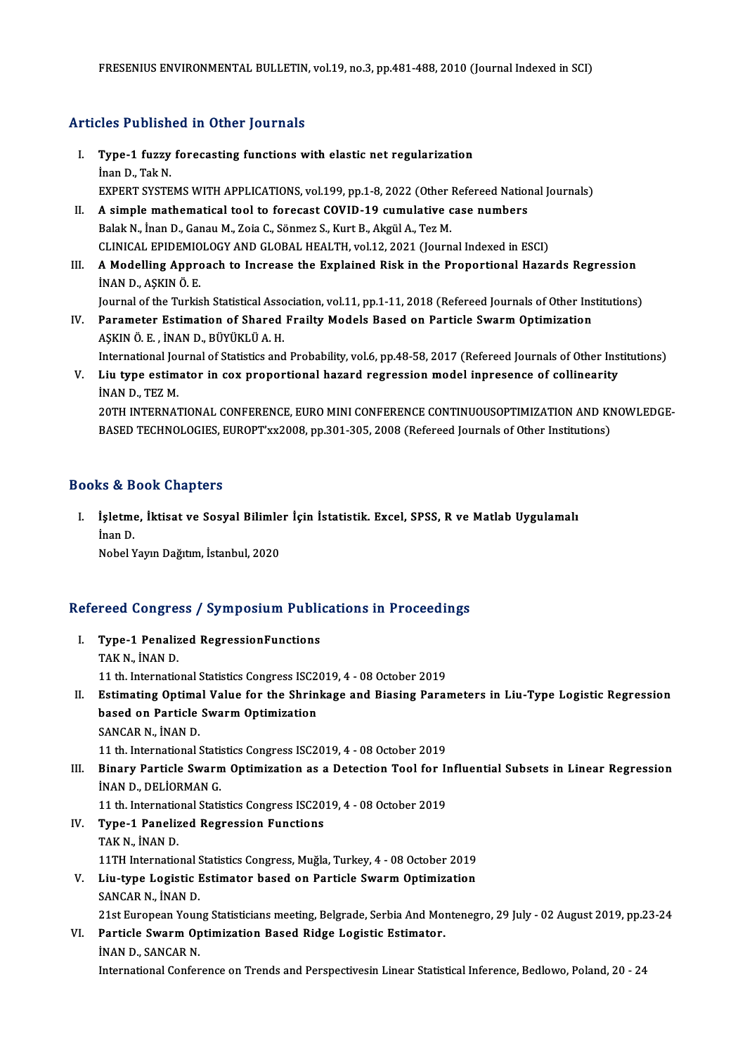FRESENIUS ENVIRONMENTAL BULLETIN, vol.19, no.3, pp.481-488, 2010 (Journal Indexed in SCI)

## Articles Published in Other Journals

I. **Type-1 fuzzy forecasting functions with elastic net regularization**
   İnan D., Tak N.
   EXPERT SYSTEMS WITH APPLICATIONS, vol.199, pp.1-8, 2022 (Other Refereed National Journals)
II. **A simple mathematical tool to forecast COVID-19 cumulative case numbers**
   Balak N., İnan D., Ganau M., Zoia C., Sönmez S., Kurt B., Akgül A., Tez M.
   CLINICAL EPIDEMIOLOGY AND GLOBAL HEALTH, vol.12, 2021 (Journal Indexed in ESCI)
III. **A Modelling Approach to Increase the Explained Risk in the Proportional Hazards Regression**
   İNAN D., AŞKIN Ö. E.
   Journal of the Turkish Statistical Association, vol.11, pp.1-11, 2018 (Refereed Journals of Other Institutions)
IV. **Parameter Estimation of Shared Frailty Models Based on Particle Swarm Optimization**
   AŞKIN Ö. E. , İNAN D., BÜYÜKLÜ A. H.
   International Journal of Statistics and Probability, vol.6, pp.48-58, 2017 (Refereed Journals of Other Institutions)
V. **Liu type estimator in cox proportional hazard regression model inpresence of collinearity**
   İNAN D., TEZ M.
   20TH INTERNATIONAL CONFERENCE, EURO MINI CONFERENCE CONTINUOUSOPTIMIZATION AND KNOWLEDGE-BASED TECHNOLOGIES, EUROPT'xx2008, pp.301-305, 2008 (Refereed Journals of Other Institutions)

## Books & Book Chapters

I. **İşletme, İktisat ve Sosyal Bilimler İçin İstatistik. Excel, SPSS, R ve Matlab Uygulamalı**
   İnan D.
   Nobel Yayın Dağıtım, İstanbul, 2020

## Refereed Congress / Symposium Publications in Proceedings

I. **Type-1 Penalized RegressionFunctions**
   TAK N., İNAN D.
   11 th. International Statistics Congress ISC2019, 4 - 08 October 2019
II. **Estimating Optimal Value for the Shrinkage and Biasing Parameters in Liu-Type Logistic Regression based on Particle Swarm Optimization**
   SANCAR N., İNAN D.
   11 th. International Statistics Congress ISC2019, 4 - 08 October 2019
III. **Binary Particle Swarm Optimization as a Detection Tool for Influential Subsets in Linear Regression**
   İNAN D., DELİORMAN G.
   11 th. International Statistics Congress ISC2019, 4 - 08 October 2019
IV. **Type-1 Panelized Regression Functions**
   TAK N., İNAN D.
   11TH International Statistics Congress, Muğla, Turkey, 4 - 08 October 2019
V. **Liu-type Logistic Estimator based on Particle Swarm Optimization**
   SANCAR N., İNAN D.
   21st European Young Statisticians meeting, Belgrade, Serbia And Montenegro, 29 July - 02 August 2019, pp.23-24
VI. **Particle Swarm Optimization Based Ridge Logistic Estimator.**
   İNAN D., SANCAR N.
   International Conference on Trends and Perspectivesin Linear Statistical Inference, Bedlowo, Poland, 20 - 24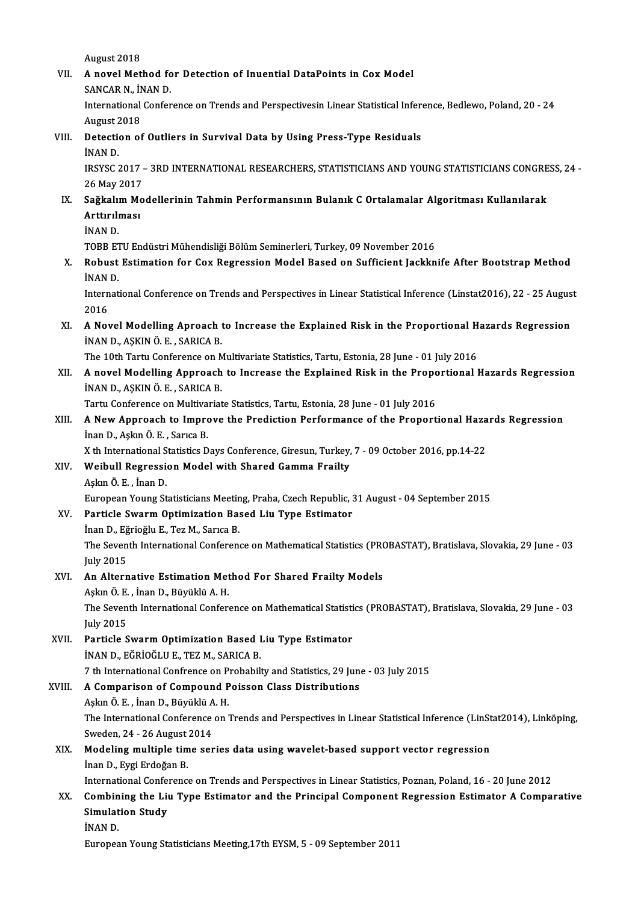August 2018

VII. **A novel Method for Detection of Inuential DataPoints in Cox Model**
SANCAR N., İNAN D.
International Conference on Trends and Perspectivesin Linear Statistical Inference, Bedlewo, Poland, 20 - 24 August 2018

VIII. **Detection of Outliers in Survival Data by Using Press-Type Residuals**
İNAN D.
IRSYSC 2017 – 3RD INTERNATIONAL RESEARCHERS, STATISTICIANS AND YOUNG STATISTICIANS CONGRESS, 24 - 26 May 2017

IX. **Sağkalım Modellerinin Tahmin Performansının Bulanık C Ortalamalar Algoritması Kullanılarak Arttırılması**
İNAN D.
TOBB ETU Endüstri Mühendisliği Bölüm Seminerleri, Turkey, 09 November 2016

X. **Robust Estimation for Cox Regression Model Based on Sufficient Jackknife After Bootstrap Method**
İNAN D.
International Conference on Trends and Perspectives in Linear Statistical Inference (Linstat2016), 22 - 25 August 2016

XI. **A Novel Modelling Aproach to Increase the Explained Risk in the Proportional Hazards Regression**
İNAN D., AŞKIN Ö. E. , SARICA B.
The 10th Tartu Conference on Multivariate Statistics, Tartu, Estonia, 28 June - 01 July 2016

XII. **A novel Modelling Approach to Increase the Explained Risk in the Proportional Hazards Regression**
İNAN D., AŞKIN Ö. E. , SARICA B.
Tartu Conference on Multivariate Statistics, Tartu, Estonia, 28 June - 01 July 2016

XIII. **A New Approach to Improve the Prediction Performance of the Proportional Hazards Regression**
İnan D., Aşkın Ö. E. , Sarıca B.
X th International Statistics Days Conference, Giresun, Turkey, 7 - 09 October 2016, pp.14-22

XIV. **Weibull Regression Model with Shared Gamma Frailty**
Aşkın Ö. E. , İnan D.
European Young Statisticians Meeting, Praha, Czech Republic, 31 August - 04 September 2015

XV. **Particle Swarm Optimization Based Liu Type Estimator**
İnan D., Eğrioğlu E., Tez M., Sarıca B.
The Seventh International Conference on Mathematical Statistics (PROBASTAT), Bratislava, Slovakia, 29 June - 03 July 2015

XVI. **An Alternative Estimation Method For Shared Frailty Models**
Aşkın Ö. E. , İnan D., Büyüklü A. H.
The Seventh International Conference on Mathematical Statistics (PROBASTAT), Bratislava, Slovakia, 29 June - 03 July 2015

XVII. **Particle Swarm Optimization Based Liu Type Estimator**
İNAN D., EĞRİOĞLU E., TEZ M., SARICA B.
7 th International Confrence on Probabilty and Statistics, 29 June - 03 July 2015

XVIII. **A Comparison of Compound Poisson Class Distributions**
Aşkın Ö. E. , İnan D., Büyüklü A. H.
The International Conference on Trends and Perspectives in Linear Statistical Inference (LinStat2014), Linköping, Sweden, 24 - 26 August 2014

XIX. **Modeling multiple time series data using wavelet-based support vector regression**
İnan D., Eygi Erdoğan B.
International Conference on Trends and Perspectives in Linear Statistics, Poznan, Poland, 16 - 20 June 2012

XX. **Combining the Liu Type Estimator and the Principal Component Regression Estimator A Comparative Simulation Study**
İNAN D.
European Young Statisticians Meeting,17th EYSM, 5 - 09 September 2011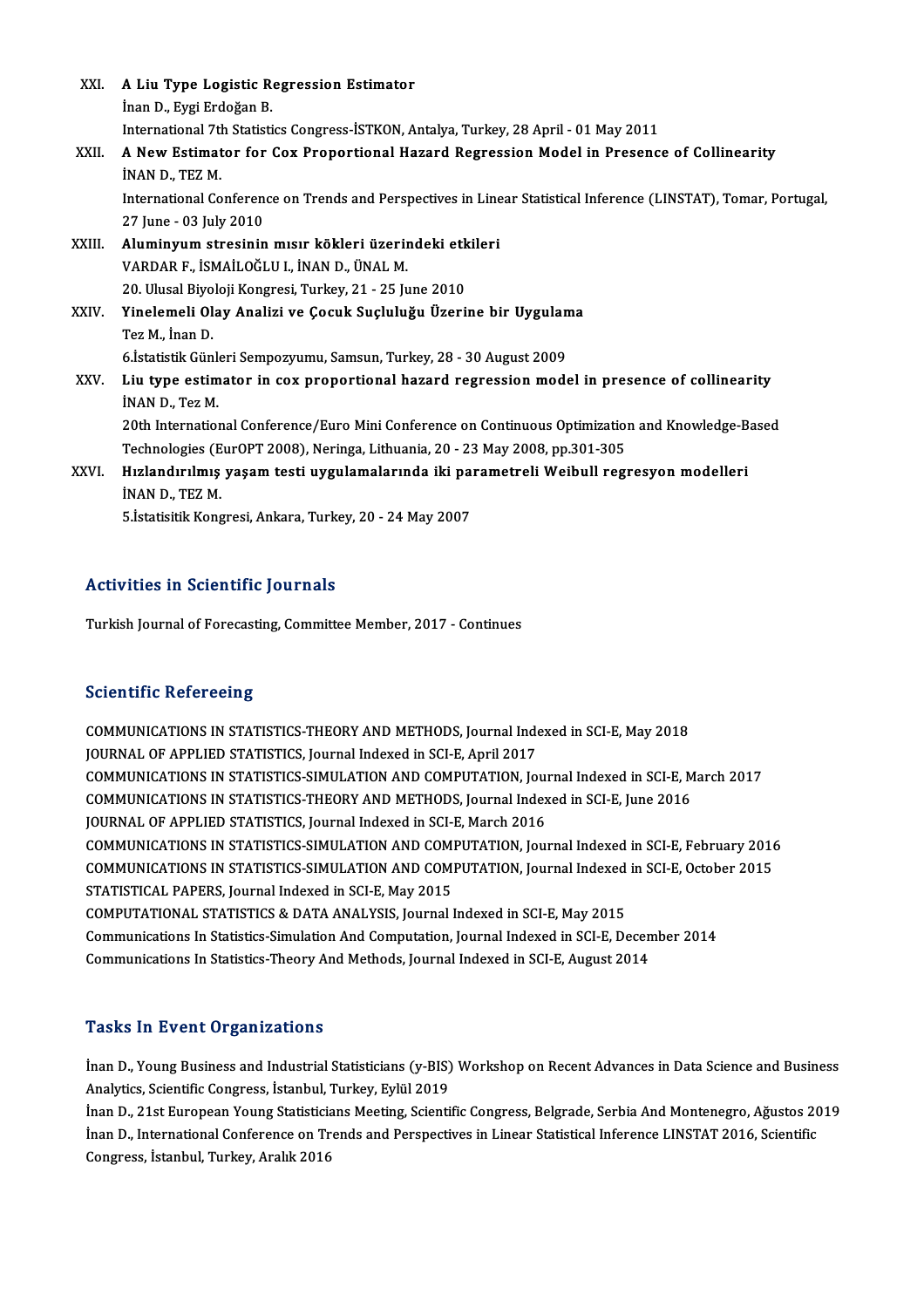XXI. **A Liu Type Logistic Regression Estimator**
İnan D., Eygi Erdoğan B.
International 7th Statistics Congress-İSTKON, Antalya, Turkey, 28 April - 01 May 2011

XXII. **A New Estimator for Cox Proportional Hazard Regression Model in Presence of Collinearity**
İNAN D., TEZ M.
International Conference on Trends and Perspectives in Linear Statistical Inference (LINSTAT), Tomar, Portugal, 27 June - 03 July 2010

XXIII. **Aluminyum stresinin mısır kökleri üzerindeki etkileri**
VARDAR F., İSMAİLOĞLU I., İNAN D., ÜNAL M.
20. Ulusal Biyoloji Kongresi, Turkey, 21 - 25 June 2010

XXIV. **Yinelemeli Olay Analizi ve Çocuk Suçluluğu Üzerine bir Uygulama**
Tez M., İnan D.
6.İstatistik Günleri Sempozyumu, Samsun, Turkey, 28 - 30 August 2009

XXV. **Liu type estimator in cox proportional hazard regression model in presence of collinearity**
İNAN D., Tez M.
20th International Conference/Euro Mini Conference on Continuous Optimization and Knowledge-Based Technologies (EurOPT 2008), Neringa, Lithuania, 20 - 23 May 2008, pp.301-305

XXVI. **Hızlandırılmış yaşam testi uygulamalarında iki parametreli Weibull regresyon modelleri**
İNAN D., TEZ M.
5.İstatisitik Kongresi, Ankara, Turkey, 20 - 24 May 2007

## Activities in Scientific Journals

Turkish Journal of Forecasting, Committee Member, 2017 - Continues

## Scientific Refereeing

COMMUNICATIONS IN STATISTICS-THEORY AND METHODS, Journal Indexed in SCI-E, May 2018
JOURNAL OF APPLIED STATISTICS, Journal Indexed in SCI-E, April 2017
COMMUNICATIONS IN STATISTICS-SIMULATION AND COMPUTATION, Journal Indexed in SCI-E, March 2017
COMMUNICATIONS IN STATISTICS-THEORY AND METHODS, Journal Indexed in SCI-E, June 2016
JOURNAL OF APPLIED STATISTICS, Journal Indexed in SCI-E, March 2016
COMMUNICATIONS IN STATISTICS-SIMULATION AND COMPUTATION, Journal Indexed in SCI-E, February 2016
COMMUNICATIONS IN STATISTICS-SIMULATION AND COMPUTATION, Journal Indexed in SCI-E, October 2015
STATISTICAL PAPERS, Journal Indexed in SCI-E, May 2015
COMPUTATIONAL STATISTICS & DATA ANALYSIS, Journal Indexed in SCI-E, May 2015
Communications In Statistics-Simulation And Computation, Journal Indexed in SCI-E, December 2014
Communications In Statistics-Theory And Methods, Journal Indexed in SCI-E, August 2014

## Tasks In Event Organizations

İnan D., Young Business and Industrial Statisticians (y-BIS) Workshop on Recent Advances in Data Science and Business Analytics, Scientific Congress, İstanbul, Turkey, Eylül 2019
İnan D., 21st European Young Statisticians Meeting, Scientific Congress, Belgrade, Serbia And Montenegro, Ağustos 2019
İnan D., International Conference on Trends and Perspectives in Linear Statistical Inference LINSTAT 2016, Scientific Congress, İstanbul, Turkey, Aralık 2016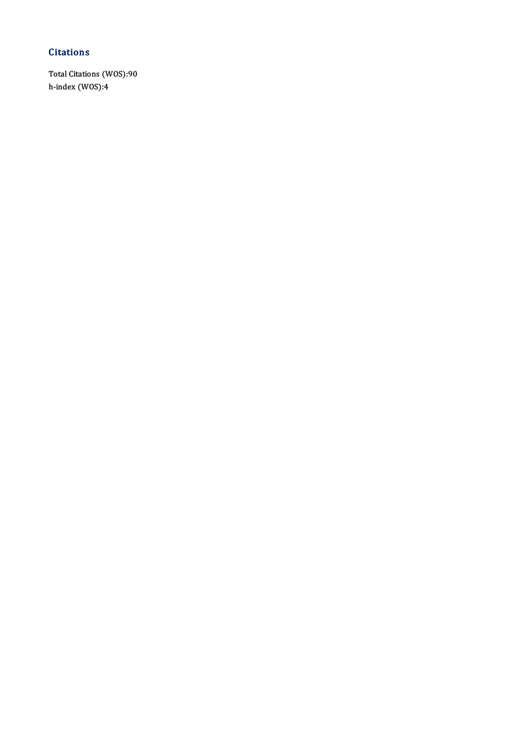## Citations

Total Citations (WOS):90
h-index (WOS):4